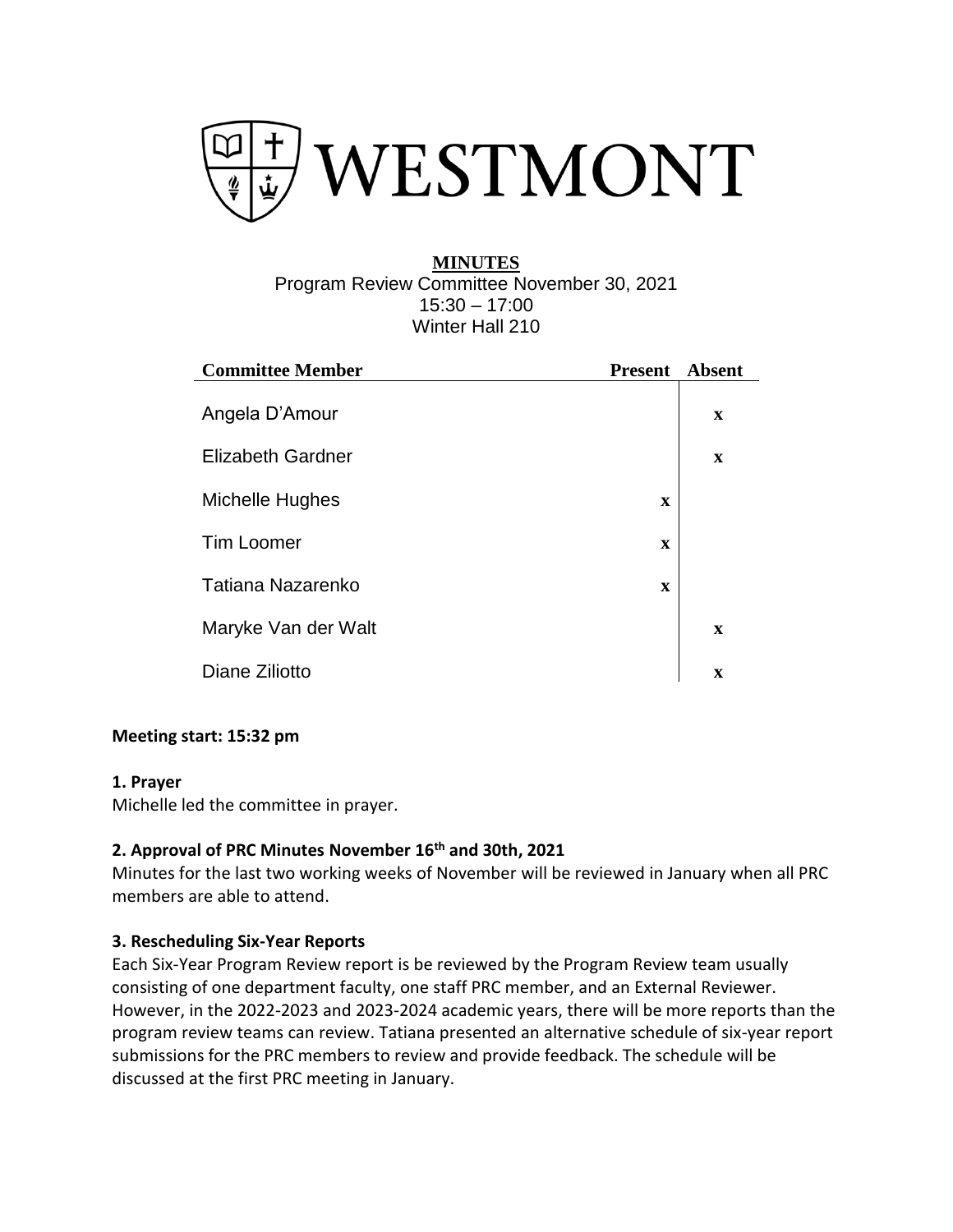# WESTMONT

**MINUTES**

Program Review Committee November 30, 2021
15:30 – 17:00
Winter Hall 210

| Committee Member | Present | Absent |
|---|---|---|
| Angela D'Amour | | x |
| Elizabeth Gardner | | x |
| Michelle Hughes | x | |
| Tim Loomer | x | |
| Tatiana Nazarenko | x | |
| Maryke Van der Walt | | x |
| Diane Ziliotto | | x |

**Meeting start: 15:32 pm**

**1. Prayer**

Michelle led the committee in prayer.

**2. Approval of PRC Minutes November 16th and 30th, 2021**

Minutes for the last two working weeks of November will be reviewed in January when all PRC members are able to attend.

**3. Rescheduling Six-Year Reports**

Each Six-Year Program Review report is be reviewed by the Program Review team usually consisting of one department faculty, one staff PRC member, and an External Reviewer. However, in the 2022-2023 and 2023-2024 academic years, there will be more reports than the program review teams can review. Tatiana presented an alternative schedule of six-year report submissions for the PRC members to review and provide feedback. The schedule will be discussed at the first PRC meeting in January.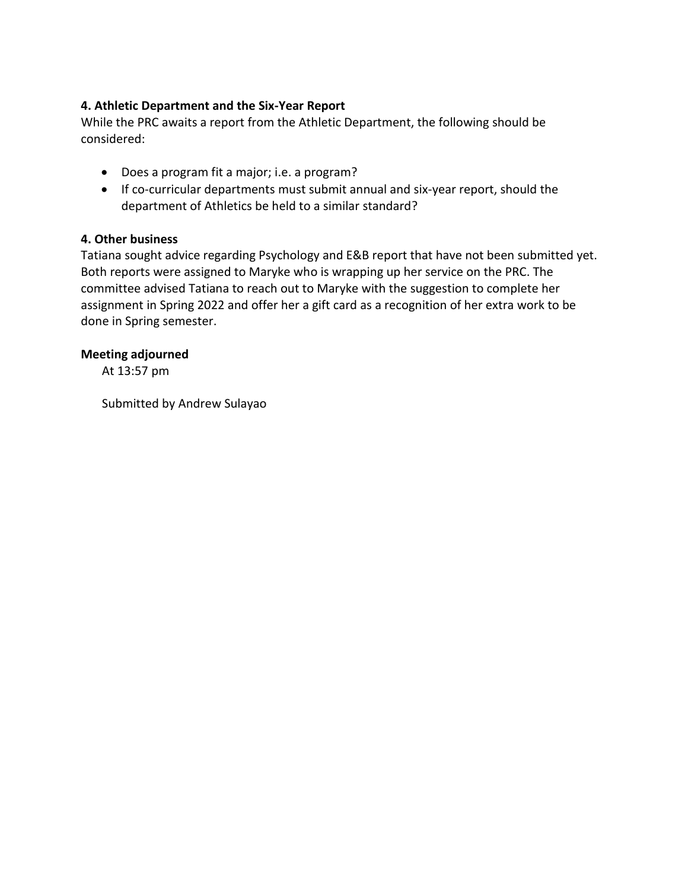**4. Athletic Department and the Six-Year Report**

While the PRC awaits a report from the Athletic Department, the following should be considered:

- Does a program fit a major; i.e. a program?
- If co-curricular departments must submit annual and six-year report, should the department of Athletics be held to a similar standard?

**4. Other business**

Tatiana sought advice regarding Psychology and E&B report that have not been submitted yet. Both reports were assigned to Maryke who is wrapping up her service on the PRC. The committee advised Tatiana to reach out to Maryke with the suggestion to complete her assignment in Spring 2022 and offer her a gift card as a recognition of her extra work to be done in Spring semester.

**Meeting adjourned**

At 13:57 pm

Submitted by Andrew Sulayao